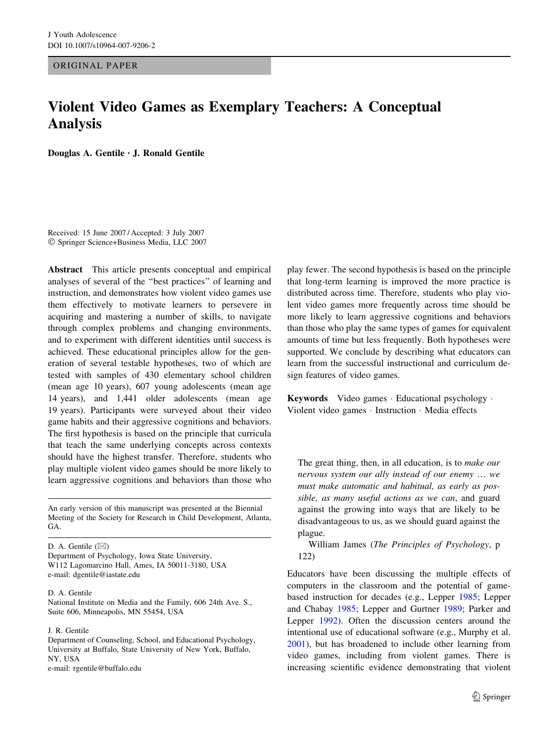ORIGINAL PAPER

# Violent Video Games as Exemplary Teachers: A Conceptual Analysis

**Douglas A. Gentile · J. Ronald Gentile**

Received: 15 June 2007 / Accepted: 3 July 2007
© Springer Science+Business Media, LLC 2007

**Abstract** This article presents conceptual and empirical analyses of several of the "best practices" of learning and instruction, and demonstrates how violent video games use them effectively to motivate learners to persevere in acquiring and mastering a number of skills, to navigate through complex problems and changing environments, and to experiment with different identities until success is achieved. These educational principles allow for the generation of several testable hypotheses, two of which are tested with samples of 430 elementary school children (mean age 10 years), 607 young adolescents (mean age 14 years), and 1,441 older adolescents (mean age 19 years). Participants were surveyed about their video game habits and their aggressive cognitions and behaviors. The first hypothesis is based on the principle that curricula that teach the same underlying concepts across contexts should have the highest transfer. Therefore, students who play multiple violent video games should be more likely to learn aggressive cognitions and behaviors than those who play fewer. The second hypothesis is based on the principle that long-term learning is improved the more practice is distributed across time. Therefore, students who play violent video games more frequently across time should be more likely to learn aggressive cognitions and behaviors than those who play the same types of games for equivalent amounts of time but less frequently. Both hypotheses were supported. We conclude by describing what educators can learn from the successful instructional and curriculum design features of video games.

**Keywords** Video games · Educational psychology · Violent video games · Instruction · Media effects

An early version of this manuscript was presented at the Biennial Meeting of the Society for Research in Child Development, Atlanta, GA.

D. A. Gentile (✉)
Department of Psychology, Iowa State University, W112 Lagomarcino Hall, Ames, IA 50011-3180, USA
e-mail: dgentile@iastate.edu

D. A. Gentile
National Institute on Media and the Family, 606 24th Ave. S., Suite 606, Minneapolis, MN 55454, USA

J. R. Gentile
Department of Counseling, School, and Educational Psychology, University at Buffalo, State University of New York, Buffalo, NY, USA
e-mail: rgentile@buffalo.edu

> The great thing, then, in all education, is to *make our nervous system our ally instead of our enemy … we must make automatic and habitual, as early as possible, as many useful actions as we can*, and guard against the growing into ways that are likely to be disadvantageous to us, as we should guard against the plague.
>
> William James (*The Principles of Psychology*, p 122)

Educators have been discussing the multiple effects of computers in the classroom and the potential of game-based instruction for decades (e.g., Lepper 1985; Lepper and Chabay 1985; Lepper and Gurtner 1989; Parker and Lepper 1992). Often the discussion centers around the intentional use of educational software (e.g., Murphy et al. 2001), but has broadened to include other learning from video games, including from violent games. There is increasing scientific evidence demonstrating that violent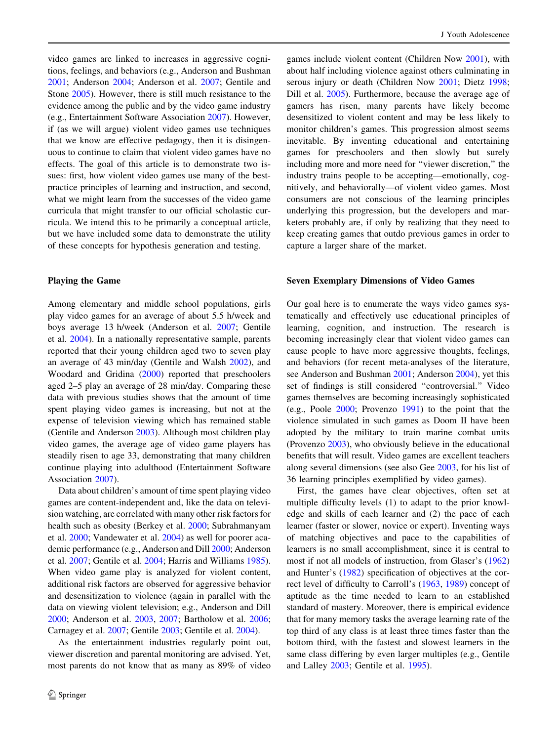video games are linked to increases in aggressive cognitions, feelings, and behaviors (e.g., Anderson and Bushman 2001; Anderson 2004; Anderson et al. 2007; Gentile and Stone 2005). However, there is still much resistance to the evidence among the public and by the video game industry (e.g., Entertainment Software Association 2007). However, if (as we will argue) violent video games use techniques that we know are effective pedagogy, then it is disingenuous to continue to claim that violent video games have no effects. The goal of this article is to demonstrate two issues: first, how violent video games use many of the best-practice principles of learning and instruction, and second, what we might learn from the successes of the video game curricula that might transfer to our official scholastic curricula. We intend this to be primarily a conceptual article, but we have included some data to demonstrate the utility of these concepts for hypothesis generation and testing.

## Playing the Game

Among elementary and middle school populations, girls play video games for an average of about 5.5 h/week and boys average 13 h/week (Anderson et al. 2007; Gentile et al. 2004). In a nationally representative sample, parents reported that their young children aged two to seven play an average of 43 min/day (Gentile and Walsh 2002), and Woodard and Gridina (2000) reported that preschoolers aged 2–5 play an average of 28 min/day. Comparing these data with previous studies shows that the amount of time spent playing video games is increasing, but not at the expense of television viewing which has remained stable (Gentile and Anderson 2003). Although most children play video games, the average age of video game players has steadily risen to age 33, demonstrating that many children continue playing into adulthood (Entertainment Software Association 2007).

Data about children's amount of time spent playing video games are content-independent and, like the data on television watching, are correlated with many other risk factors for health such as obesity (Berkey et al. 2000; Subrahmanyam et al. 2000; Vandewater et al. 2004) as well for poorer academic performance (e.g., Anderson and Dill 2000; Anderson et al. 2007; Gentile et al. 2004; Harris and Williams 1985). When video game play is analyzed for violent content, additional risk factors are observed for aggressive behavior and desensitization to violence (again in parallel with the data on viewing violent television; e.g., Anderson and Dill 2000; Anderson et al. 2003, 2007; Bartholow et al. 2006; Carnagey et al. 2007; Gentile 2003; Gentile et al. 2004).

As the entertainment industries regularly point out, viewer discretion and parental monitoring are advised. Yet, most parents do not know that as many as 89% of video games include violent content (Children Now 2001), with about half including violence against others culminating in serous injury or death (Children Now 2001; Dietz 1998; Dill et al. 2005). Furthermore, because the average age of gamers has risen, many parents have likely become desensitized to violent content and may be less likely to monitor children's games. This progression almost seems inevitable. By inventing educational and entertaining games for preschoolers and then slowly but surely including more and more need for "viewer discretion," the industry trains people to be accepting—emotionally, cognitively, and behaviorally—of violent video games. Most consumers are not conscious of the learning principles underlying this progression, but the developers and marketers probably are, if only by realizing that they need to keep creating games that outdo previous games in order to capture a larger share of the market.

## Seven Exemplary Dimensions of Video Games

Our goal here is to enumerate the ways video games systematically and effectively use educational principles of learning, cognition, and instruction. The research is becoming increasingly clear that violent video games can cause people to have more aggressive thoughts, feelings, and behaviors (for recent meta-analyses of the literature, see Anderson and Bushman 2001; Anderson 2004), yet this set of findings is still considered "controversial." Video games themselves are becoming increasingly sophisticated (e.g., Poole 2000; Provenzo 1991) to the point that the violence simulated in such games as Doom II have been adopted by the military to train marine combat units (Provenzo 2003), who obviously believe in the educational benefits that will result. Video games are excellent teachers along several dimensions (see also Gee 2003, for his list of 36 learning principles exemplified by video games).

First, the games have clear objectives, often set at multiple difficulty levels (1) to adapt to the prior knowledge and skills of each learner and (2) the pace of each learner (faster or slower, novice or expert). Inventing ways of matching objectives and pace to the capabilities of learners is no small accomplishment, since it is central to most if not all models of instruction, from Glaser's (1962) and Hunter's (1982) specification of objectives at the correct level of difficulty to Carroll's (1963, 1989) concept of aptitude as the time needed to learn to an established standard of mastery. Moreover, there is empirical evidence that for many memory tasks the average learning rate of the top third of any class is at least three times faster than the bottom third, with the fastest and slowest learners in the same class differing by even larger multiples (e.g., Gentile and Lalley 2003; Gentile et al. 1995).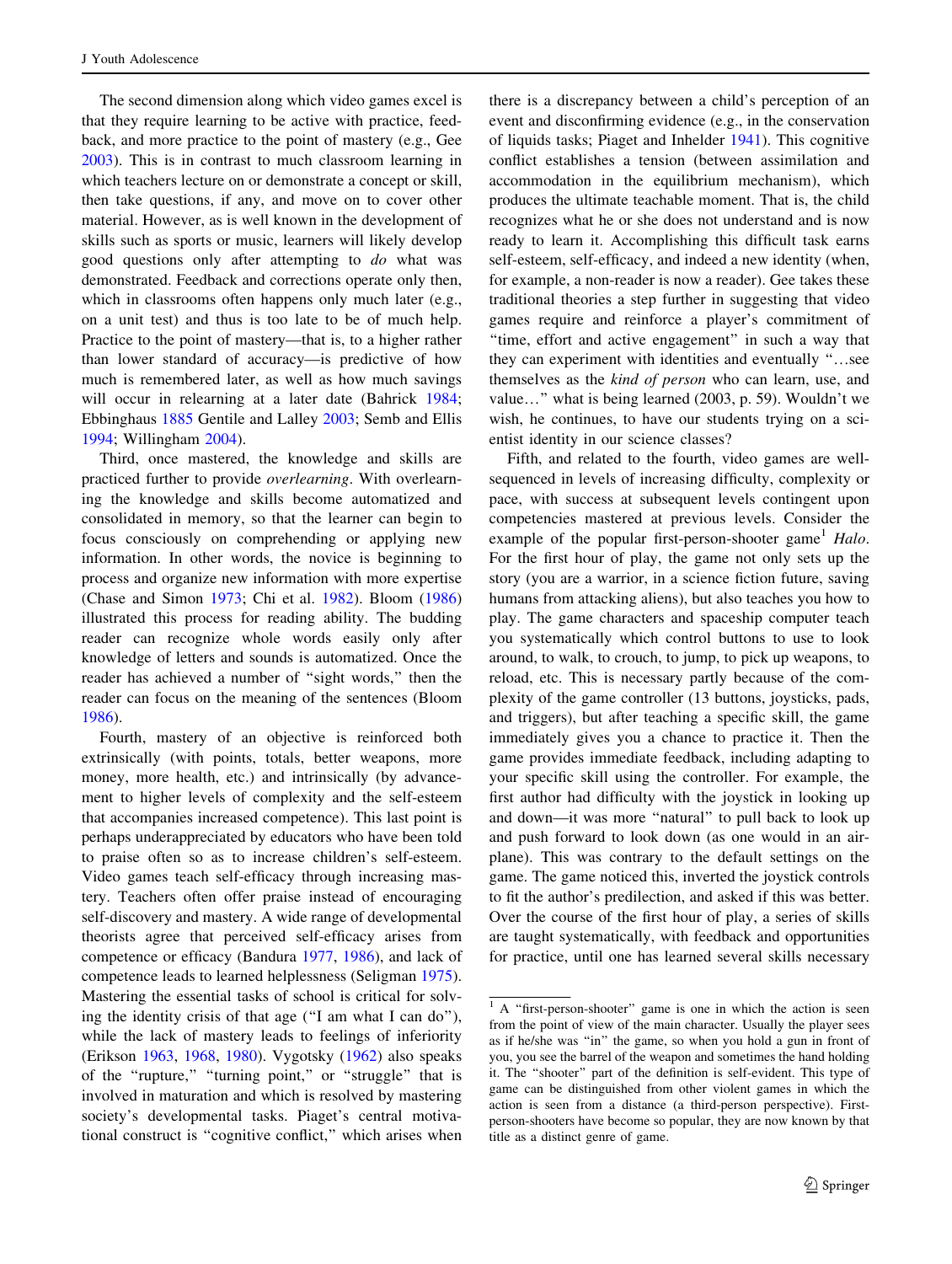The second dimension along which video games excel is that they require learning to be active with practice, feedback, and more practice to the point of mastery (e.g., Gee 2003). This is in contrast to much classroom learning in which teachers lecture on or demonstrate a concept or skill, then take questions, if any, and move on to cover other material. However, as is well known in the development of skills such as sports or music, learners will likely develop good questions only after attempting to *do* what was demonstrated. Feedback and corrections operate only then, which in classrooms often happens only much later (e.g., on a unit test) and thus is too late to be of much help. Practice to the point of mastery—that is, to a higher rather than lower standard of accuracy—is predictive of how much is remembered later, as well as how much savings will occur in relearning at a later date (Bahrick 1984; Ebbinghaus 1885 Gentile and Lalley 2003; Semb and Ellis 1994; Willingham 2004).

Third, once mastered, the knowledge and skills are practiced further to provide *overlearning*. With overlearning the knowledge and skills become automatized and consolidated in memory, so that the learner can begin to focus consciously on comprehending or applying new information. In other words, the novice is beginning to process and organize new information with more expertise (Chase and Simon 1973; Chi et al. 1982). Bloom (1986) illustrated this process for reading ability. The budding reader can recognize whole words easily only after knowledge of letters and sounds is automatized. Once the reader has achieved a number of "sight words," then the reader can focus on the meaning of the sentences (Bloom 1986).

Fourth, mastery of an objective is reinforced both extrinsically (with points, totals, better weapons, more money, more health, etc.) and intrinsically (by advancement to higher levels of complexity and the self-esteem that accompanies increased competence). This last point is perhaps underappreciated by educators who have been told to praise often so as to increase children's self-esteem. Video games teach self-efficacy through increasing mastery. Teachers often offer praise instead of encouraging self-discovery and mastery. A wide range of developmental theorists agree that perceived self-efficacy arises from competence or efficacy (Bandura 1977, 1986), and lack of competence leads to learned helplessness (Seligman 1975). Mastering the essential tasks of school is critical for solving the identity crisis of that age ("I am what I can do"), while the lack of mastery leads to feelings of inferiority (Erikson 1963, 1968, 1980). Vygotsky (1962) also speaks of the "rupture," "turning point," or "struggle" that is involved in maturation and which is resolved by mastering society's developmental tasks. Piaget's central motivational construct is "cognitive conflict," which arises when there is a discrepancy between a child's perception of an event and disconfirming evidence (e.g., in the conservation of liquids tasks; Piaget and Inhelder 1941). This cognitive conflict establishes a tension (between assimilation and accommodation in the equilibrium mechanism), which produces the ultimate teachable moment. That is, the child recognizes what he or she does not understand and is now ready to learn it. Accomplishing this difficult task earns self-esteem, self-efficacy, and indeed a new identity (when, for example, a non-reader is now a reader). Gee takes these traditional theories a step further in suggesting that video games require and reinforce a player's commitment of "time, effort and active engagement" in such a way that they can experiment with identities and eventually "…see themselves as the *kind of person* who can learn, use, and value…" what is being learned (2003, p. 59). Wouldn't we wish, he continues, to have our students trying on a scientist identity in our science classes?

Fifth, and related to the fourth, video games are well-sequenced in levels of increasing difficulty, complexity or pace, with success at subsequent levels contingent upon competencies mastered at previous levels. Consider the example of the popular first-person-shooter game[1] *Halo*. For the first hour of play, the game not only sets up the story (you are a warrior, in a science fiction future, saving humans from attacking aliens), but also teaches you how to play. The game characters and spaceship computer teach you systematically which control buttons to use to look around, to walk, to crouch, to jump, to pick up weapons, to reload, etc. This is necessary partly because of the complexity of the game controller (13 buttons, joysticks, pads, and triggers), but after teaching a specific skill, the game immediately gives you a chance to practice it. Then the game provides immediate feedback, including adapting to your specific skill using the controller. For example, the first author had difficulty with the joystick in looking up and down—it was more "natural" to pull back to look up and push forward to look down (as one would in an airplane). This was contrary to the default settings on the game. The game noticed this, inverted the joystick controls to fit the author's predilection, and asked if this was better. Over the course of the first hour of play, a series of skills are taught systematically, with feedback and opportunities for practice, until one has learned several skills necessary

[1] A "first-person-shooter" game is one in which the action is seen from the point of view of the main character. Usually the player sees as if he/she was "in" the game, so when you hold a gun in front of you, you see the barrel of the weapon and sometimes the hand holding it. The "shooter" part of the definition is self-evident. This type of game can be distinguished from other violent games in which the action is seen from a distance (a third-person perspective). First-person-shooters have become so popular, they are now known by that title as a distinct genre of game.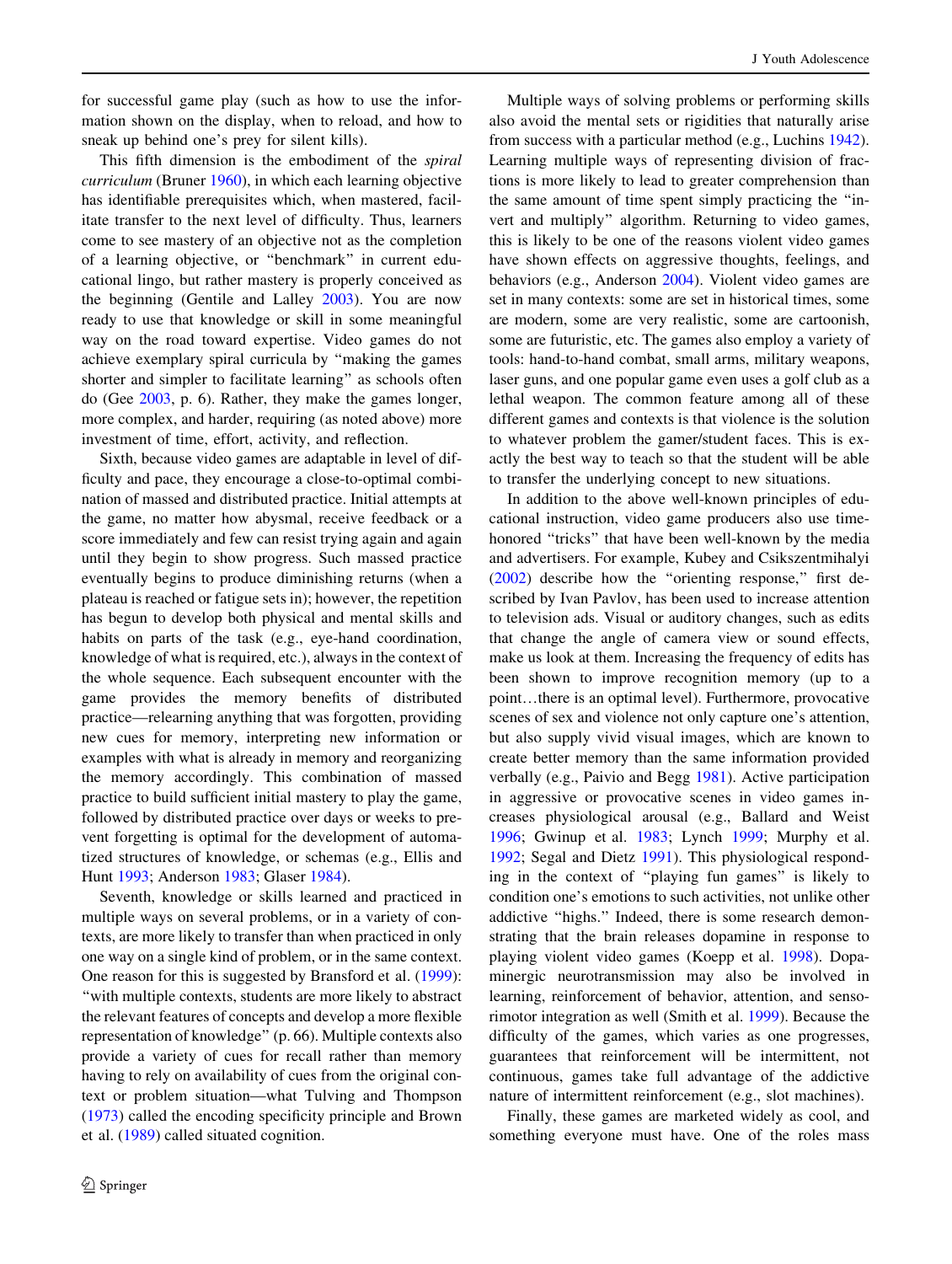for successful game play (such as how to use the information shown on the display, when to reload, and how to sneak up behind one's prey for silent kills).

This fifth dimension is the embodiment of the *spiral curriculum* (Bruner 1960), in which each learning objective has identifiable prerequisites which, when mastered, facilitate transfer to the next level of difficulty. Thus, learners come to see mastery of an objective not as the completion of a learning objective, or "benchmark" in current educational lingo, but rather mastery is properly conceived as the beginning (Gentile and Lalley 2003). You are now ready to use that knowledge or skill in some meaningful way on the road toward expertise. Video games do not achieve exemplary spiral curricula by "making the games shorter and simpler to facilitate learning" as schools often do (Gee 2003, p. 6). Rather, they make the games longer, more complex, and harder, requiring (as noted above) more investment of time, effort, activity, and reflection.

Sixth, because video games are adaptable in level of difficulty and pace, they encourage a close-to-optimal combination of massed and distributed practice. Initial attempts at the game, no matter how abysmal, receive feedback or a score immediately and few can resist trying again and again until they begin to show progress. Such massed practice eventually begins to produce diminishing returns (when a plateau is reached or fatigue sets in); however, the repetition has begun to develop both physical and mental skills and habits on parts of the task (e.g., eye-hand coordination, knowledge of what is required, etc.), always in the context of the whole sequence. Each subsequent encounter with the game provides the memory benefits of distributed practice—relearning anything that was forgotten, providing new cues for memory, interpreting new information or examples with what is already in memory and reorganizing the memory accordingly. This combination of massed practice to build sufficient initial mastery to play the game, followed by distributed practice over days or weeks to prevent forgetting is optimal for the development of automatized structures of knowledge, or schemas (e.g., Ellis and Hunt 1993; Anderson 1983; Glaser 1984).

Seventh, knowledge or skills learned and practiced in multiple ways on several problems, or in a variety of contexts, are more likely to transfer than when practiced in only one way on a single kind of problem, or in the same context. One reason for this is suggested by Bransford et al. (1999): "with multiple contexts, students are more likely to abstract the relevant features of concepts and develop a more flexible representation of knowledge" (p. 66). Multiple contexts also provide a variety of cues for recall rather than memory having to rely on availability of cues from the original context or problem situation—what Tulving and Thompson (1973) called the encoding specificity principle and Brown et al. (1989) called situated cognition.

Multiple ways of solving problems or performing skills also avoid the mental sets or rigidities that naturally arise from success with a particular method (e.g., Luchins 1942). Learning multiple ways of representing division of fractions is more likely to lead to greater comprehension than the same amount of time spent simply practicing the "invert and multiply" algorithm. Returning to video games, this is likely to be one of the reasons violent video games have shown effects on aggressive thoughts, feelings, and behaviors (e.g., Anderson 2004). Violent video games are set in many contexts: some are set in historical times, some are modern, some are very realistic, some are cartoonish, some are futuristic, etc. The games also employ a variety of tools: hand-to-hand combat, small arms, military weapons, laser guns, and one popular game even uses a golf club as a lethal weapon. The common feature among all of these different games and contexts is that violence is the solution to whatever problem the gamer/student faces. This is exactly the best way to teach so that the student will be able to transfer the underlying concept to new situations.

In addition to the above well-known principles of educational instruction, video game producers also use time-honored "tricks" that have been well-known by the media and advertisers. For example, Kubey and Csikszentmihalyi (2002) describe how the "orienting response," first described by Ivan Pavlov, has been used to increase attention to television ads. Visual or auditory changes, such as edits that change the angle of camera view or sound effects, make us look at them. Increasing the frequency of edits has been shown to improve recognition memory (up to a point…there is an optimal level). Furthermore, provocative scenes of sex and violence not only capture one's attention, but also supply vivid visual images, which are known to create better memory than the same information provided verbally (e.g., Paivio and Begg 1981). Active participation in aggressive or provocative scenes in video games increases physiological arousal (e.g., Ballard and Weist 1996; Gwinup et al. 1983; Lynch 1999; Murphy et al. 1992; Segal and Dietz 1991). This physiological responding in the context of "playing fun games" is likely to condition one's emotions to such activities, not unlike other addictive "highs." Indeed, there is some research demonstrating that the brain releases dopamine in response to playing violent video games (Koepp et al. 1998). Dopaminergic neurotransmission may also be involved in learning, reinforcement of behavior, attention, and sensorimotor integration as well (Smith et al. 1999). Because the difficulty of the games, which varies as one progresses, guarantees that reinforcement will be intermittent, not continuous, games take full advantage of the addictive nature of intermittent reinforcement (e.g., slot machines).

Finally, these games are marketed widely as cool, and something everyone must have. One of the roles mass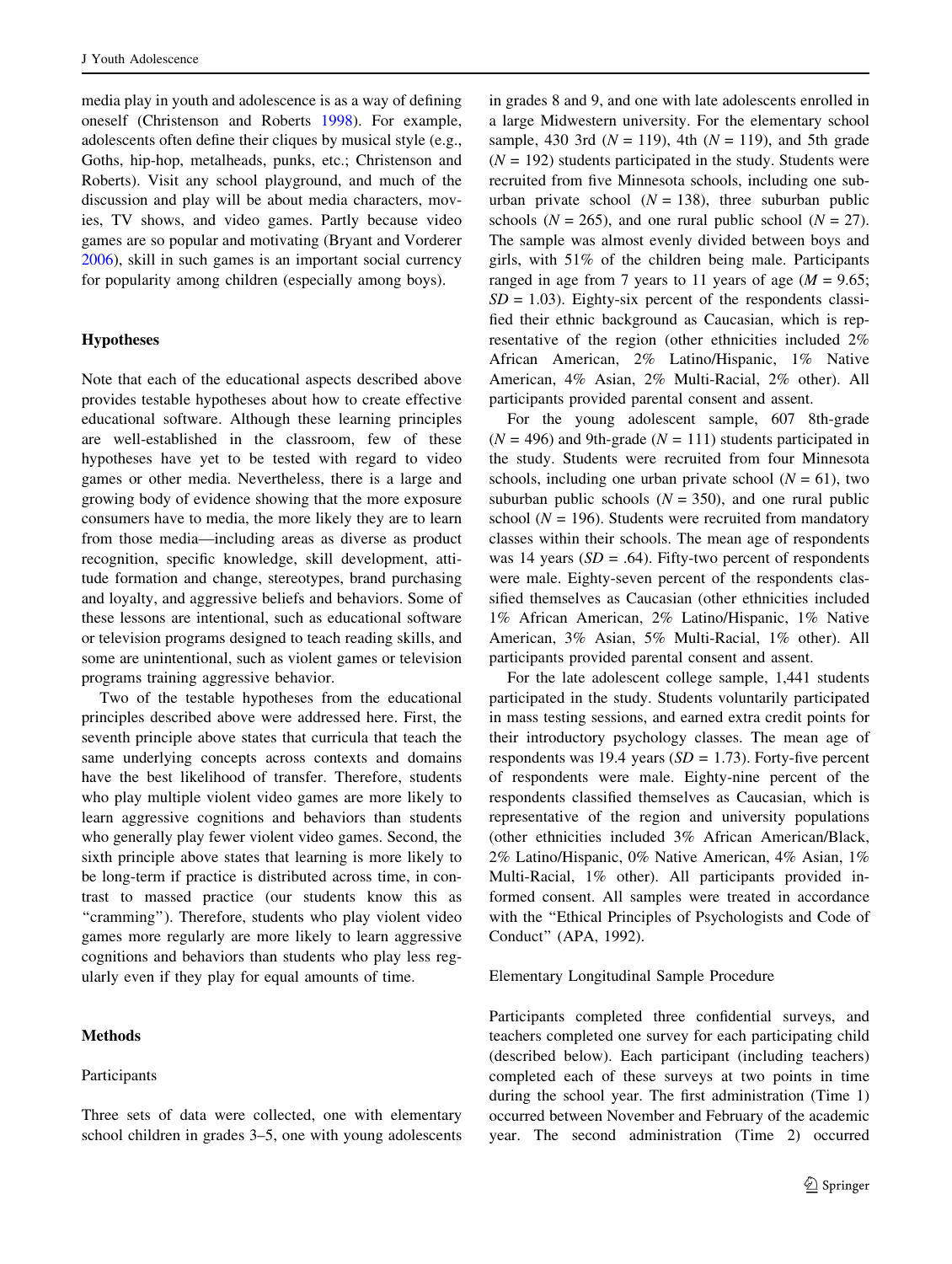media play in youth and adolescence is as a way of defining oneself (Christenson and Roberts 1998). For example, adolescents often define their cliques by musical style (e.g., Goths, hip-hop, metalheads, punks, etc.; Christenson and Roberts). Visit any school playground, and much of the discussion and play will be about media characters, movies, TV shows, and video games. Partly because video games are so popular and motivating (Bryant and Vorderer 2006), skill in such games is an important social currency for popularity among children (especially among boys).

## Hypotheses

Note that each of the educational aspects described above provides testable hypotheses about how to create effective educational software. Although these learning principles are well-established in the classroom, few of these hypotheses have yet to be tested with regard to video games or other media. Nevertheless, there is a large and growing body of evidence showing that the more exposure consumers have to media, the more likely they are to learn from those media—including areas as diverse as product recognition, specific knowledge, skill development, attitude formation and change, stereotypes, brand purchasing and loyalty, and aggressive beliefs and behaviors. Some of these lessons are intentional, such as educational software or television programs designed to teach reading skills, and some are unintentional, such as violent games or television programs training aggressive behavior.

Two of the testable hypotheses from the educational principles described above were addressed here. First, the seventh principle above states that curricula that teach the same underlying concepts across contexts and domains have the best likelihood of transfer. Therefore, students who play multiple violent video games are more likely to learn aggressive cognitions and behaviors than students who generally play fewer violent video games. Second, the sixth principle above states that learning is more likely to be long-term if practice is distributed across time, in contrast to massed practice (our students know this as "cramming"). Therefore, students who play violent video games more regularly are more likely to learn aggressive cognitions and behaviors than students who play less regularly even if they play for equal amounts of time.

## Methods

### Participants

Three sets of data were collected, one with elementary school children in grades 3–5, one with young adolescents in grades 8 and 9, and one with late adolescents enrolled in a large Midwestern university. For the elementary school sample, 430 3rd ($N = 119$), 4th ($N = 119$), and 5th grade ($N = 192$) students participated in the study. Students were recruited from five Minnesota schools, including one suburban private school ($N = 138$), three suburban public schools ($N = 265$), and one rural public school ($N = 27$). The sample was almost evenly divided between boys and girls, with 51% of the children being male. Participants ranged in age from 7 years to 11 years of age ($M = 9.65$; $SD = 1.03$). Eighty-six percent of the respondents classified their ethnic background as Caucasian, which is representative of the region (other ethnicities included 2% African American, 2% Latino/Hispanic, 1% Native American, 4% Asian, 2% Multi-Racial, 2% other). All participants provided parental consent and assent.

For the young adolescent sample, 607 8th-grade ($N = 496$) and 9th-grade ($N = 111$) students participated in the study. Students were recruited from four Minnesota schools, including one urban private school ($N = 61$), two suburban public schools ($N = 350$), and one rural public school ($N = 196$). Students were recruited from mandatory classes within their schools. The mean age of respondents was 14 years ($SD = .64$). Fifty-two percent of respondents were male. Eighty-seven percent of the respondents classified themselves as Caucasian (other ethnicities included 1% African American, 2% Latino/Hispanic, 1% Native American, 3% Asian, 5% Multi-Racial, 1% other). All participants provided parental consent and assent.

For the late adolescent college sample, 1,441 students participated in the study. Students voluntarily participated in mass testing sessions, and earned extra credit points for their introductory psychology classes. The mean age of respondents was 19.4 years ($SD = 1.73$). Forty-five percent of respondents were male. Eighty-nine percent of the respondents classified themselves as Caucasian, which is representative of the region and university populations (other ethnicities included 3% African American/Black, 2% Latino/Hispanic, 0% Native American, 4% Asian, 1% Multi-Racial, 1% other). All participants provided informed consent. All samples were treated in accordance with the "Ethical Principles of Psychologists and Code of Conduct" (APA, 1992).

### Elementary Longitudinal Sample Procedure

Participants completed three confidential surveys, and teachers completed one survey for each participating child (described below). Each participant (including teachers) completed each of these surveys at two points in time during the school year. The first administration (Time 1) occurred between November and February of the academic year. The second administration (Time 2) occurred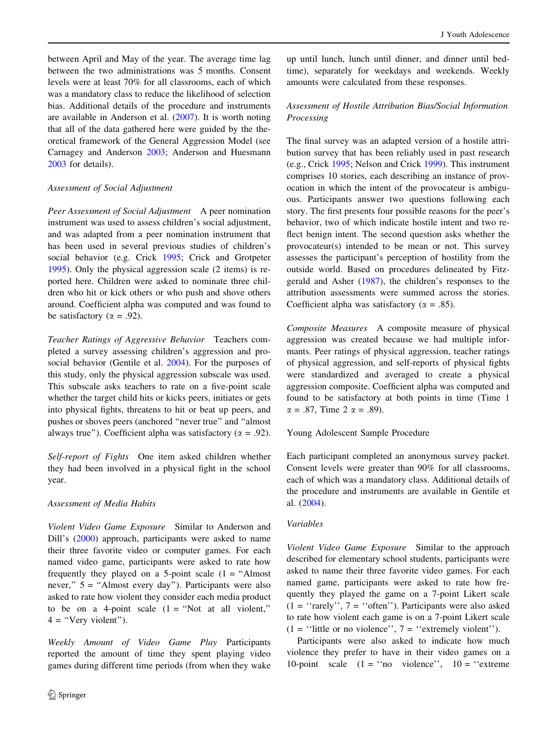between April and May of the year. The average time lag between the two administrations was 5 months. Consent levels were at least 70% for all classrooms, each of which was a mandatory class to reduce the likelihood of selection bias. Additional details of the procedure and instruments are available in Anderson et al. (2007). It is worth noting that all of the data gathered here were guided by the theoretical framework of the General Aggression Model (see Carnagey and Anderson 2003; Anderson and Huesmann 2003 for details).

*Assessment of Social Adjustment*

*Peer Assessment of Social Adjustment* A peer nomination instrument was used to assess children's social adjustment, and was adapted from a peer nomination instrument that has been used in several previous studies of children's social behavior (e.g. Crick 1995; Crick and Grotpeter 1995). Only the physical aggression scale (2 items) is reported here. Children were asked to nominate three children who hit or kick others or who push and shove others around. Coefficient alpha was computed and was found to be satisfactory ($\alpha = .92$).

*Teacher Ratings of Aggressive Behavior* Teachers completed a survey assessing children's aggression and prosocial behavior (Gentile et al. 2004). For the purposes of this study, only the physical aggression subscale was used. This subscale asks teachers to rate on a five-point scale whether the target child hits or kicks peers, initiates or gets into physical fights, threatens to hit or beat up peers, and pushes or shoves peers (anchored "never true" and "almost always true"). Coefficient alpha was satisfactory ($\alpha = .92$).

*Self-report of Fights* One item asked children whether they had been involved in a physical fight in the school year.

*Assessment of Media Habits*

*Violent Video Game Exposure* Similar to Anderson and Dill's (2000) approach, participants were asked to name their three favorite video or computer games. For each named video game, participants were asked to rate how frequently they played on a 5-point scale (1 = "Almost never," 5 = "Almost every day"). Participants were also asked to rate how violent they consider each media product to be on a 4-point scale (1 = "Not at all violent," 4 = "Very violent").

*Weekly Amount of Video Game Play* Participants reported the amount of time they spent playing video games during different time periods (from when they wake up until lunch, lunch until dinner, and dinner until bedtime), separately for weekdays and weekends. Weekly amounts were calculated from these responses.

*Assessment of Hostile Attribution Bias/Social Information Processing*

The final survey was an adapted version of a hostile attribution survey that has been reliably used in past research (e.g., Crick 1995; Nelson and Crick 1999). This instrument comprises 10 stories, each describing an instance of provocation in which the intent of the provocateur is ambiguous. Participants answer two questions following each story. The first presents four possible reasons for the peer's behavior, two of which indicate hostile intent and two reflect benign intent. The second question asks whether the provocateur(s) intended to be mean or not. This survey assesses the participant's perception of hostility from the outside world. Based on procedures delineated by Fitzgerald and Asher (1987), the children's responses to the attribution assessments were summed across the stories. Coefficient alpha was satisfactory ($\alpha = .85$).

*Composite Measures* A composite measure of physical aggression was created because we had multiple informants. Peer ratings of physical aggression, teacher ratings of physical aggression, and self-reports of physical fights were standardized and averaged to create a physical aggression composite. Coefficient alpha was computed and found to be satisfactory at both points in time (Time 1 $\alpha = .87$, Time 2 $\alpha = .89$).

Young Adolescent Sample Procedure

Each participant completed an anonymous survey packet. Consent levels were greater than 90% for all classrooms, each of which was a mandatory class. Additional details of the procedure and instruments are available in Gentile et al. (2004).

*Variables*

*Violent Video Game Exposure* Similar to the approach described for elementary school students, participants were asked to name their three favorite video games. For each named game, participants were asked to rate how frequently they played the game on a 7-point Likert scale (1 = ''rarely'', 7 = ''often''). Participants were also asked to rate how violent each game is on a 7-point Likert scale (1 = ''little or no violence'', 7 = ''extremely violent'').

Participants were also asked to indicate how much violence they prefer to have in their video games on a 10-point scale (1 = ''no violence'', 10 = ''extreme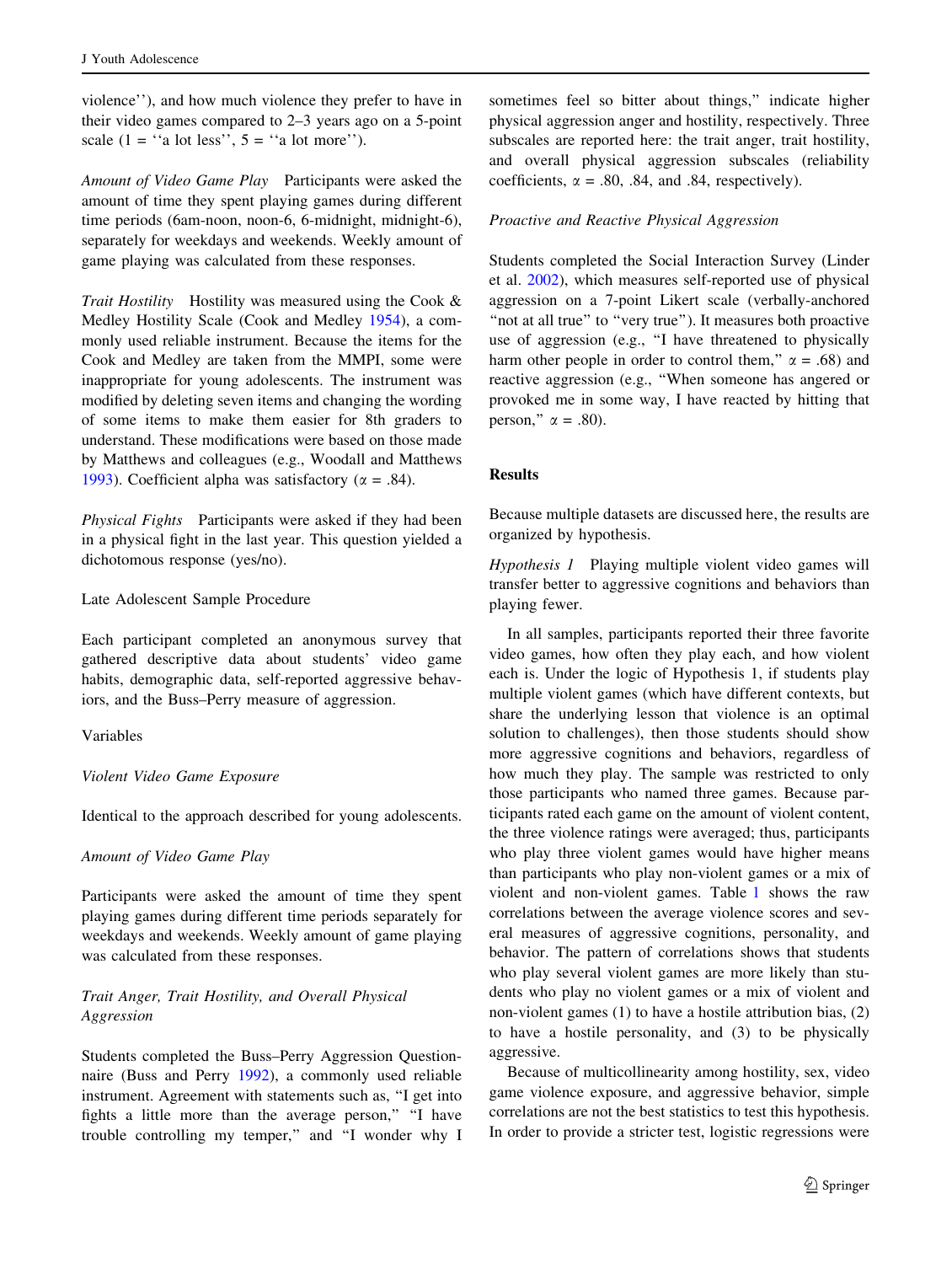violence''), and how much violence they prefer to have in their video games compared to 2–3 years ago on a 5-point scale (1 = ''a lot less'', 5 = ''a lot more'').

*Amount of Video Game Play* Participants were asked the amount of time they spent playing games during different time periods (6am-noon, noon-6, 6-midnight, midnight-6), separately for weekdays and weekends. Weekly amount of game playing was calculated from these responses.

*Trait Hostility* Hostility was measured using the Cook & Medley Hostility Scale (Cook and Medley 1954), a commonly used reliable instrument. Because the items for the Cook and Medley are taken from the MMPI, some were inappropriate for young adolescents. The instrument was modified by deleting seven items and changing the wording of some items to make them easier for 8th graders to understand. These modifications were based on those made by Matthews and colleagues (e.g., Woodall and Matthews 1993). Coefficient alpha was satisfactory ($\alpha = .84$).

*Physical Fights* Participants were asked if they had been in a physical fight in the last year. This question yielded a dichotomous response (yes/no).

Late Adolescent Sample Procedure

Each participant completed an anonymous survey that gathered descriptive data about students' video game habits, demographic data, self-reported aggressive behaviors, and the Buss–Perry measure of aggression.

Variables

*Violent Video Game Exposure*

Identical to the approach described for young adolescents.

*Amount of Video Game Play*

Participants were asked the amount of time they spent playing games during different time periods separately for weekdays and weekends. Weekly amount of game playing was calculated from these responses.

*Trait Anger, Trait Hostility, and Overall Physical Aggression*

Students completed the Buss–Perry Aggression Questionnaire (Buss and Perry 1992), a commonly used reliable instrument. Agreement with statements such as, "I get into fights a little more than the average person," "I have trouble controlling my temper," and "I wonder why I sometimes feel so bitter about things," indicate higher physical aggression anger and hostility, respectively. Three subscales are reported here: the trait anger, trait hostility, and overall physical aggression subscales (reliability coefficients, $\alpha = .80$, .84, and .84, respectively).

*Proactive and Reactive Physical Aggression*

Students completed the Social Interaction Survey (Linder et al. 2002), which measures self-reported use of physical aggression on a 7-point Likert scale (verbally-anchored "not at all true" to "very true"). It measures both proactive use of aggression (e.g., "I have threatened to physically harm other people in order to control them," $\alpha = .68$) and reactive aggression (e.g., "When someone has angered or provoked me in some way, I have reacted by hitting that person," $\alpha = .80$).

## Results

Because multiple datasets are discussed here, the results are organized by hypothesis.

*Hypothesis 1* Playing multiple violent video games will transfer better to aggressive cognitions and behaviors than playing fewer.

In all samples, participants reported their three favorite video games, how often they play each, and how violent each is. Under the logic of Hypothesis 1, if students play multiple violent games (which have different contexts, but share the underlying lesson that violence is an optimal solution to challenges), then those students should show more aggressive cognitions and behaviors, regardless of how much they play. The sample was restricted to only those participants who named three games. Because participants rated each game on the amount of violent content, the three violence ratings were averaged; thus, participants who play three violent games would have higher means than participants who play non-violent games or a mix of violent and non-violent games. Table 1 shows the raw correlations between the average violence scores and several measures of aggressive cognitions, personality, and behavior. The pattern of correlations shows that students who play several violent games are more likely than students who play no violent games or a mix of violent and non-violent games (1) to have a hostile attribution bias, (2) to have a hostile personality, and (3) to be physically aggressive.

Because of multicollinearity among hostility, sex, video game violence exposure, and aggressive behavior, simple correlations are not the best statistics to test this hypothesis. In order to provide a stricter test, logistic regressions were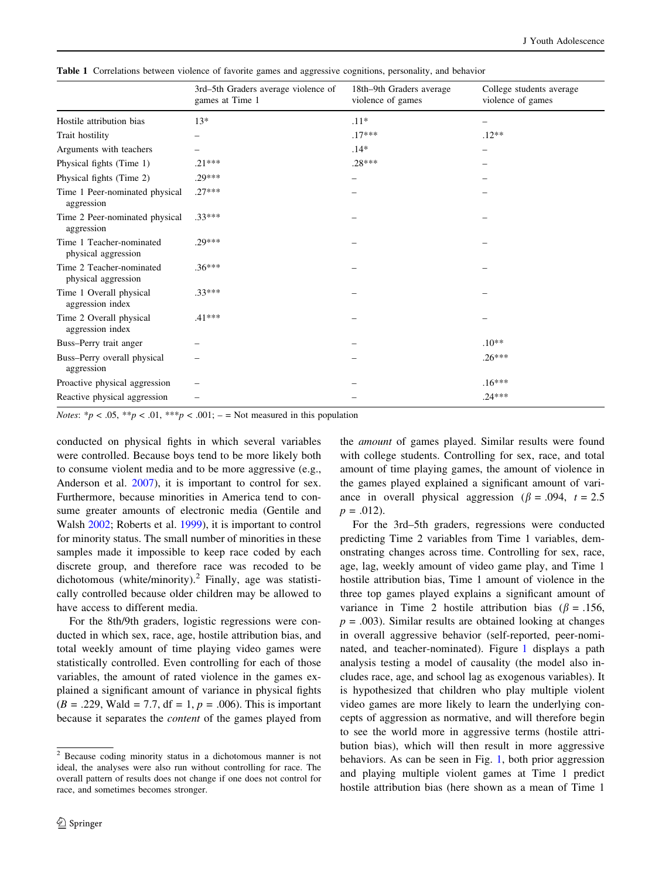**Table 1** Correlations between violence of favorite games and aggressive cognitions, personality, and behavior

| | 3rd–5th Graders average violence of games at Time 1 | 18th–9th Graders average violence of games | College students average violence of games |
|---|---|---|---|
| Hostile attribution bias | 13* | .11* | – |
| Trait hostility | – | .17*** | .12** |
| Arguments with teachers | – | .14* | – |
| Physical fights (Time 1) | .21*** | .28*** | – |
| Physical fights (Time 2) | .29*** | – | – |
| Time 1 Peer-nominated physical aggression | .27*** | – | – |
| Time 2 Peer-nominated physical aggression | .33*** | – | – |
| Time 1 Teacher-nominated physical aggression | .29*** | – | – |
| Time 2 Teacher-nominated physical aggression | .36*** | – | – |
| Time 1 Overall physical aggression index | .33*** | – | – |
| Time 2 Overall physical aggression index | .41*** | – | – |
| Buss–Perry trait anger | – | – | .10** |
| Buss–Perry overall physical aggression | – | – | .26*** |
| Proactive physical aggression | – | – | .16*** |
| Reactive physical aggression | – | – | .24*** |

*Notes*: *$p < .05$, **$p < .01$, ***$p < .001$; – = Not measured in this population

conducted on physical fights in which several variables were controlled. Because boys tend to be more likely both to consume violent media and to be more aggressive (e.g., Anderson et al. 2007), it is important to control for sex. Furthermore, because minorities in America tend to consume greater amounts of electronic media (Gentile and Walsh 2002; Roberts et al. 1999), it is important to control for minority status. The small number of minorities in these samples made it impossible to keep race coded by each discrete group, and therefore race was recoded to be dichotomous (white/minority).[2] Finally, age was statistically controlled because older children may be allowed to have access to different media.

For the 8th/9th graders, logistic regressions were conducted in which sex, race, age, hostile attribution bias, and total weekly amount of time playing video games were statistically controlled. Even controlling for each of those variables, the amount of rated violence in the games explained a significant amount of variance in physical fights ($B = .229$, Wald = 7.7, df = 1, $p = .006$). This is important because it separates the *content* of the games played from the *amount* of games played. Similar results were found with college students. Controlling for sex, race, and total amount of time playing games, the amount of violence in the games played explained a significant amount of variance in overall physical aggression ($\beta = .094$, $t = 2.5$ $p = .012$).

For the 3rd–5th graders, regressions were conducted predicting Time 2 variables from Time 1 variables, demonstrating changes across time. Controlling for sex, race, age, lag, weekly amount of video game play, and Time 1 hostile attribution bias, Time 1 amount of violence in the three top games played explains a significant amount of variance in Time 2 hostile attribution bias ($\beta = .156$, $p = .003$). Similar results are obtained looking at changes in overall aggressive behavior (self-reported, peer-nominated, and teacher-nominated). Figure 1 displays a path analysis testing a model of causality (the model also includes race, age, and school lag as exogenous variables). It is hypothesized that children who play multiple violent video games are more likely to learn the underlying concepts of aggression as normative, and will therefore begin to see the world more in aggressive terms (hostile attribution bias), which will then result in more aggressive behaviors. As can be seen in Fig. 1, both prior aggression and playing multiple violent games at Time 1 predict hostile attribution bias (here shown as a mean of Time 1

[2] Because coding minority status in a dichotomous manner is not ideal, the analyses were also run without controlling for race. The overall pattern of results does not change if one does not control for race, and sometimes becomes stronger.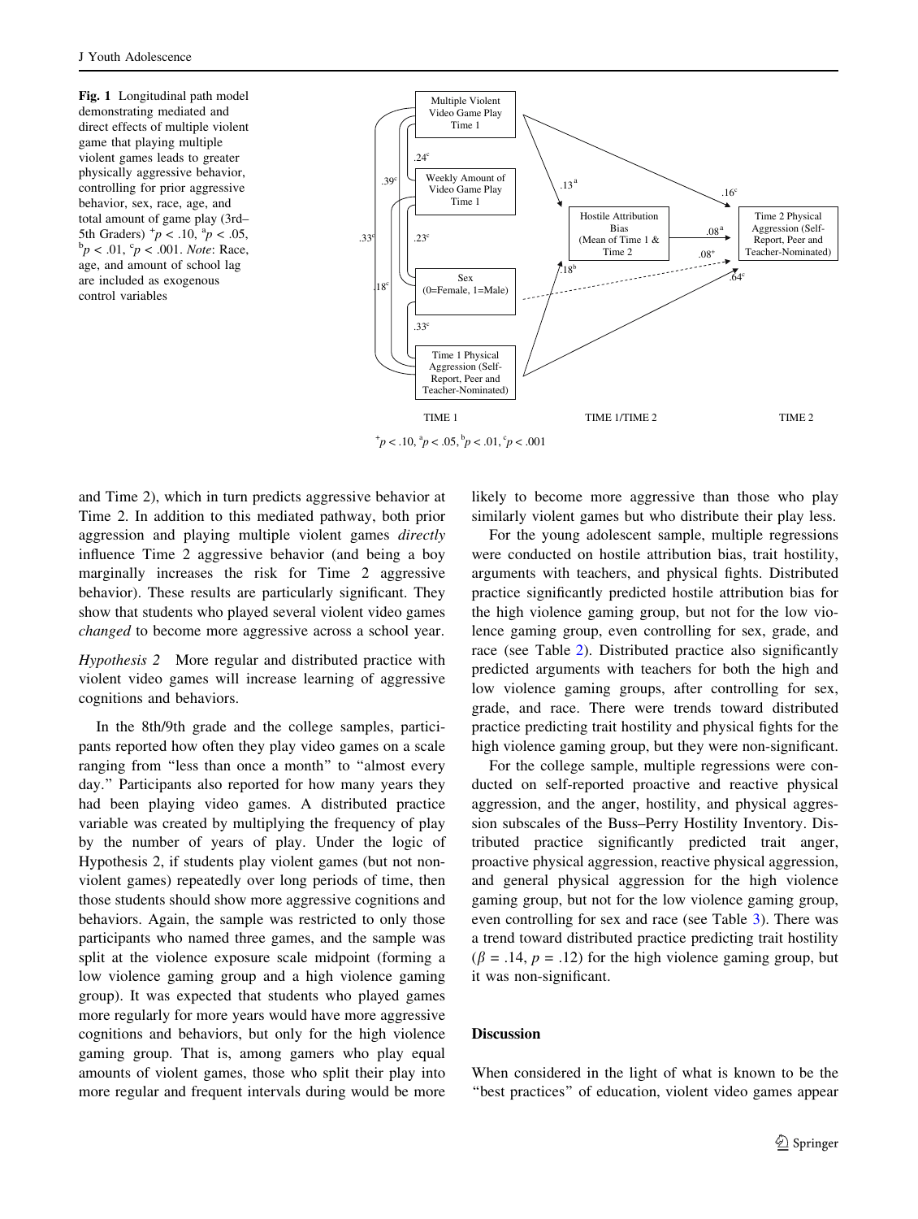**Fig. 1** Longitudinal path model demonstrating mediated and direct effects of multiple violent game that playing multiple violent games leads to greater physically aggressive behavior, controlling for prior aggressive behavior, sex, race, age, and total amount of game play (3rd–5th Graders) $^{+}p < .10$, $^{a}p < .05$, $^{b}p < .01$, $^{c}p < .001$. *Note*: Race, age, and amount of school lag are included as exogenous control variables

and Time 2), which in turn predicts aggressive behavior at Time 2. In addition to this mediated pathway, both prior aggression and playing multiple violent games *directly* influence Time 2 aggressive behavior (and being a boy marginally increases the risk for Time 2 aggressive behavior). These results are particularly significant. They show that students who played several violent video games *changed* to become more aggressive across a school year.

*Hypothesis 2* More regular and distributed practice with violent video games will increase learning of aggressive cognitions and behaviors.

In the 8th/9th grade and the college samples, participants reported how often they play video games on a scale ranging from "less than once a month" to "almost every day." Participants also reported for how many years they had been playing video games. A distributed practice variable was created by multiplying the frequency of play by the number of years of play. Under the logic of Hypothesis 2, if students play violent games (but not non-violent games) repeatedly over long periods of time, then those students should show more aggressive cognitions and behaviors. Again, the sample was restricted to only those participants who named three games, and the sample was split at the violence exposure scale midpoint (forming a low violence gaming group and a high violence gaming group). It was expected that students who played games more regularly for more years would have more aggressive cognitions and behaviors, but only for the high violence gaming group. That is, among gamers who play equal amounts of violent games, those who split their play into more regular and frequent intervals during would be more likely to become more aggressive than those who play similarly violent games but who distribute their play less.

For the young adolescent sample, multiple regressions were conducted on hostile attribution bias, trait hostility, arguments with teachers, and physical fights. Distributed practice significantly predicted hostile attribution bias for the high violence gaming group, but not for the low violence gaming group, even controlling for sex, grade, and race (see Table 2). Distributed practice also significantly predicted arguments with teachers for both the high and low violence gaming groups, after controlling for sex, grade, and race. There were trends toward distributed practice predicting trait hostility and physical fights for the high violence gaming group, but they were non-significant.

For the college sample, multiple regressions were conducted on self-reported proactive and reactive physical aggression, and the anger, hostility, and physical aggression subscales of the Buss–Perry Hostility Inventory. Distributed practice significantly predicted trait anger, proactive physical aggression, reactive physical aggression, and general physical aggression for the high violence gaming group, but not for the low violence gaming group, even controlling for sex and race (see Table 3). There was a trend toward distributed practice predicting trait hostility ($\beta = .14$, $p = .12$) for the high violence gaming group, but it was non-significant.

## Discussion

When considered in the light of what is known to be the "best practices" of education, violent video games appear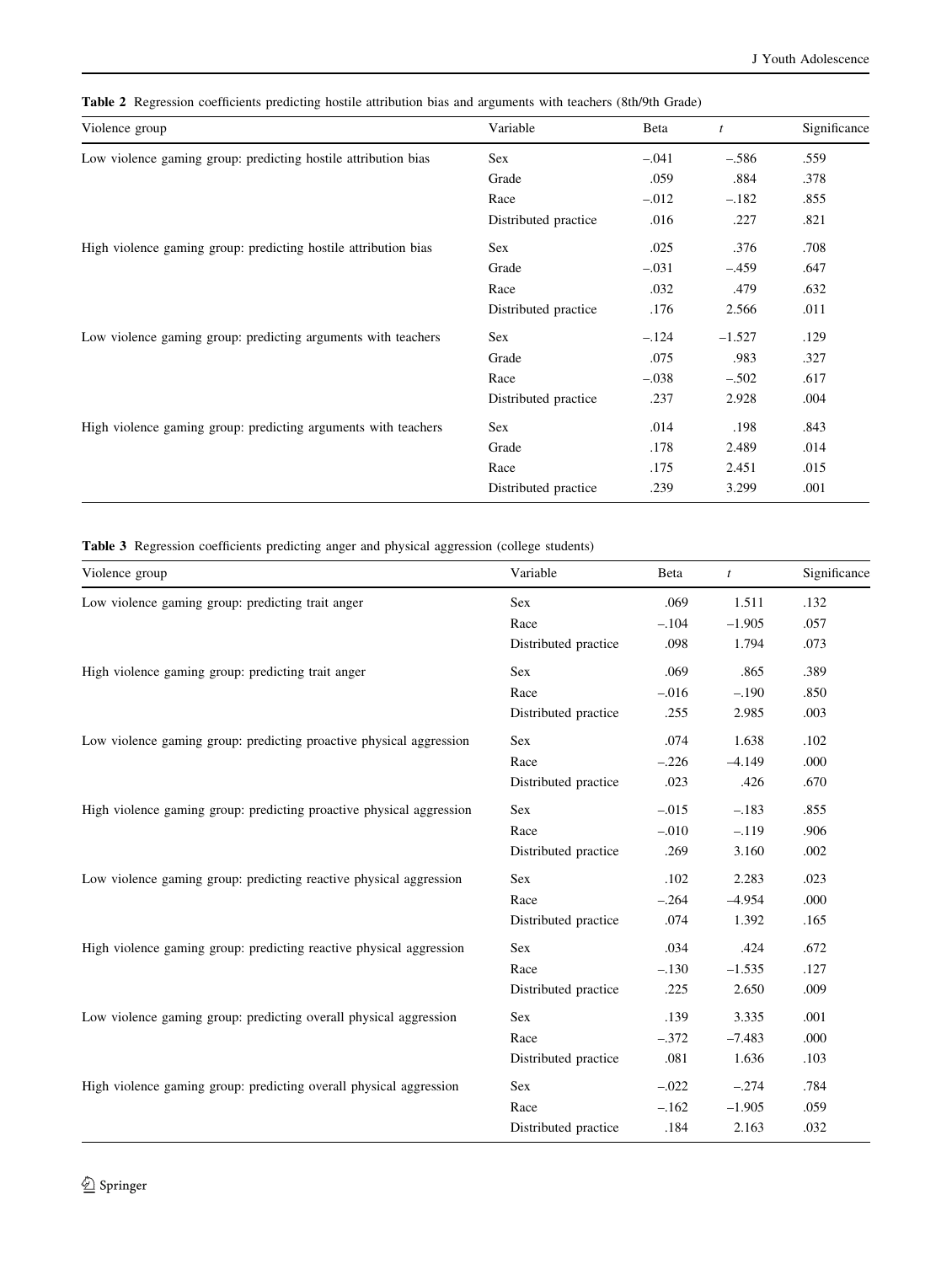**Table 2** Regression coefficients predicting hostile attribution bias and arguments with teachers (8th/9th Grade)

| Violence group | Variable | Beta | *t* | Significance |
|---|---|---|---|---|
| Low violence gaming group: predicting hostile attribution bias | Sex | –.041 | –.586 | .559 |
| | Grade | .059 | .884 | .378 |
| | Race | –.012 | –.182 | .855 |
| | Distributed practice | .016 | .227 | .821 |
| High violence gaming group: predicting hostile attribution bias | Sex | .025 | .376 | .708 |
| | Grade | –.031 | –.459 | .647 |
| | Race | .032 | .479 | .632 |
| | Distributed practice | .176 | 2.566 | .011 |
| Low violence gaming group: predicting arguments with teachers | Sex | –.124 | –1.527 | .129 |
| | Grade | .075 | .983 | .327 |
| | Race | –.038 | –.502 | .617 |
| | Distributed practice | .237 | 2.928 | .004 |
| High violence gaming group: predicting arguments with teachers | Sex | .014 | .198 | .843 |
| | Grade | .178 | 2.489 | .014 |
| | Race | .175 | 2.451 | .015 |
| | Distributed practice | .239 | 3.299 | .001 |

**Table 3** Regression coefficients predicting anger and physical aggression (college students)

| Violence group | Variable | Beta | *t* | Significance |
|---|---|---|---|---|
| Low violence gaming group: predicting trait anger | Sex | .069 | 1.511 | .132 |
| | Race | –.104 | –1.905 | .057 |
| | Distributed practice | .098 | 1.794 | .073 |
| High violence gaming group: predicting trait anger | Sex | .069 | .865 | .389 |
| | Race | –.016 | –.190 | .850 |
| | Distributed practice | .255 | 2.985 | .003 |
| Low violence gaming group: predicting proactive physical aggression | Sex | .074 | 1.638 | .102 |
| | Race | –.226 | –4.149 | .000 |
| | Distributed practice | .023 | .426 | .670 |
| High violence gaming group: predicting proactive physical aggression | Sex | –.015 | –.183 | .855 |
| | Race | –.010 | –.119 | .906 |
| | Distributed practice | .269 | 3.160 | .002 |
| Low violence gaming group: predicting reactive physical aggression | Sex | .102 | 2.283 | .023 |
| | Race | –.264 | –4.954 | .000 |
| | Distributed practice | .074 | 1.392 | .165 |
| High violence gaming group: predicting reactive physical aggression | Sex | .034 | .424 | .672 |
| | Race | –.130 | –1.535 | .127 |
| | Distributed practice | .225 | 2.650 | .009 |
| Low violence gaming group: predicting overall physical aggression | Sex | .139 | 3.335 | .001 |
| | Race | –.372 | –7.483 | .000 |
| | Distributed practice | .081 | 1.636 | .103 |
| High violence gaming group: predicting overall physical aggression | Sex | –.022 | –.274 | .784 |
| | Race | –.162 | –1.905 | .059 |
| | Distributed practice | .184 | 2.163 | .032 |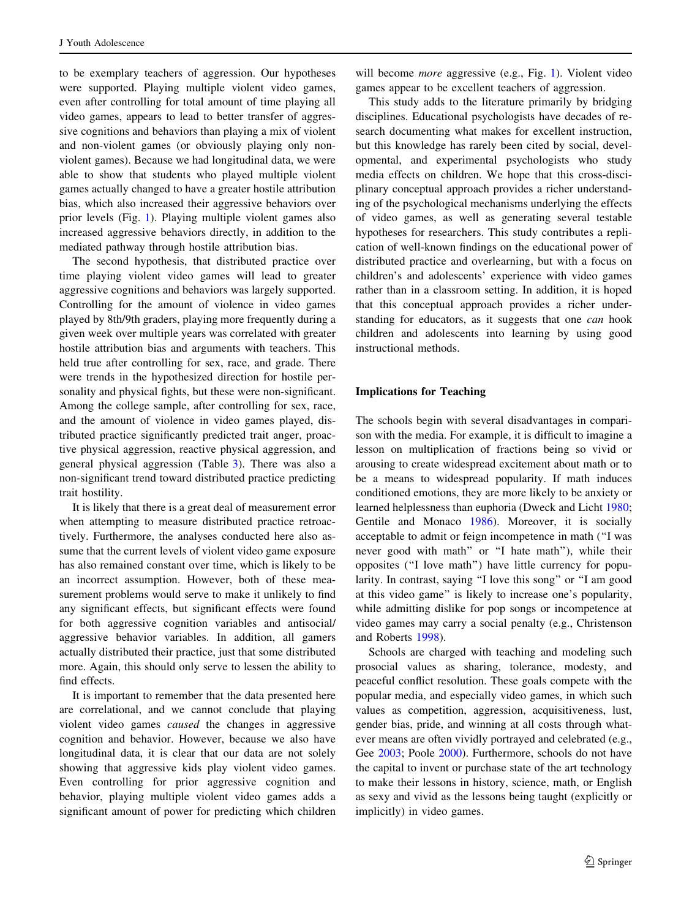to be exemplary teachers of aggression. Our hypotheses were supported. Playing multiple violent video games, even after controlling for total amount of time playing all video games, appears to lead to better transfer of aggressive cognitions and behaviors than playing a mix of violent and non-violent games (or obviously playing only non-violent games). Because we had longitudinal data, we were able to show that students who played multiple violent games actually changed to have a greater hostile attribution bias, which also increased their aggressive behaviors over prior levels (Fig. 1). Playing multiple violent games also increased aggressive behaviors directly, in addition to the mediated pathway through hostile attribution bias.

The second hypothesis, that distributed practice over time playing violent video games will lead to greater aggressive cognitions and behaviors was largely supported. Controlling for the amount of violence in video games played by 8th/9th graders, playing more frequently during a given week over multiple years was correlated with greater hostile attribution bias and arguments with teachers. This held true after controlling for sex, race, and grade. There were trends in the hypothesized direction for hostile personality and physical fights, but these were non-significant. Among the college sample, after controlling for sex, race, and the amount of violence in video games played, distributed practice significantly predicted trait anger, proactive physical aggression, reactive physical aggression, and general physical aggression (Table 3). There was also a non-significant trend toward distributed practice predicting trait hostility.

It is likely that there is a great deal of measurement error when attempting to measure distributed practice retroactively. Furthermore, the analyses conducted here also assume that the current levels of violent video game exposure has also remained constant over time, which is likely to be an incorrect assumption. However, both of these measurement problems would serve to make it unlikely to find any significant effects, but significant effects were found for both aggressive cognition variables and antisocial/aggressive behavior variables. In addition, all gamers actually distributed their practice, just that some distributed more. Again, this should only serve to lessen the ability to find effects.

It is important to remember that the data presented here are correlational, and we cannot conclude that playing violent video games *caused* the changes in aggressive cognition and behavior. However, because we also have longitudinal data, it is clear that our data are not solely showing that aggressive kids play violent video games. Even controlling for prior aggressive cognition and behavior, playing multiple violent video games adds a significant amount of power for predicting which children will become *more* aggressive (e.g., Fig. 1). Violent video games appear to be excellent teachers of aggression.

This study adds to the literature primarily by bridging disciplines. Educational psychologists have decades of research documenting what makes for excellent instruction, but this knowledge has rarely been cited by social, developmental, and experimental psychologists who study media effects on children. We hope that this cross-disciplinary conceptual approach provides a richer understanding of the psychological mechanisms underlying the effects of video games, as well as generating several testable hypotheses for researchers. This study contributes a replication of well-known findings on the educational power of distributed practice and overlearning, but with a focus on children's and adolescents' experience with video games rather than in a classroom setting. In addition, it is hoped that this conceptual approach provides a richer understanding for educators, as it suggests that one *can* hook children and adolescents into learning by using good instructional methods.

## Implications for Teaching

The schools begin with several disadvantages in comparison with the media. For example, it is difficult to imagine a lesson on multiplication of fractions being so vivid or arousing to create widespread excitement about math or to be a means to widespread popularity. If math induces conditioned emotions, they are more likely to be anxiety or learned helplessness than euphoria (Dweck and Licht 1980; Gentile and Monaco 1986). Moreover, it is socially acceptable to admit or feign incompetence in math ("I was never good with math" or "I hate math"), while their opposites ("I love math") have little currency for popularity. In contrast, saying "I love this song" or "I am good at this video game" is likely to increase one's popularity, while admitting dislike for pop songs or incompetence at video games may carry a social penalty (e.g., Christenson and Roberts 1998).

Schools are charged with teaching and modeling such prosocial values as sharing, tolerance, modesty, and peaceful conflict resolution. These goals compete with the popular media, and especially video games, in which such values as competition, aggression, acquisitiveness, lust, gender bias, pride, and winning at all costs through whatever means are often vividly portrayed and celebrated (e.g., Gee 2003; Poole 2000). Furthermore, schools do not have the capital to invent or purchase state of the art technology to make their lessons in history, science, math, or English as sexy and vivid as the lessons being taught (explicitly or implicitly) in video games.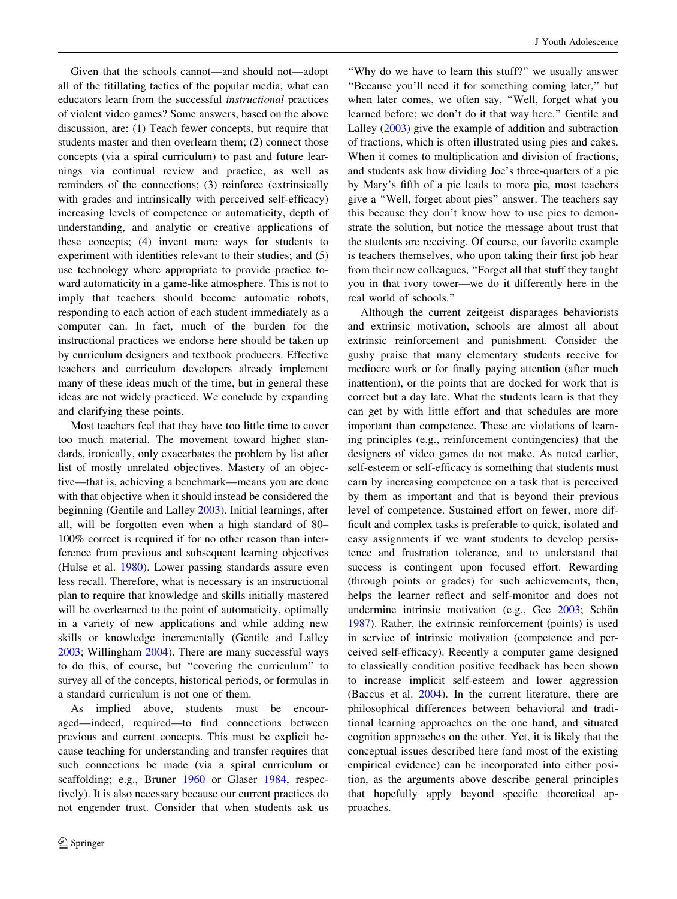Given that the schools cannot—and should not—adopt all of the titillating tactics of the popular media, what can educators learn from the successful *instructional* practices of violent video games? Some answers, based on the above discussion, are: (1) Teach fewer concepts, but require that students master and then overlearn them; (2) connect those concepts (via a spiral curriculum) to past and future learnings via continual review and practice, as well as reminders of the connections; (3) reinforce (extrinsically with grades and intrinsically with perceived self-efficacy) increasing levels of competence or automaticity, depth of understanding, and analytic or creative applications of these concepts; (4) invent more ways for students to experiment with identities relevant to their studies; and (5) use technology where appropriate to provide practice toward automaticity in a game-like atmosphere. This is not to imply that teachers should become automatic robots, responding to each action of each student immediately as a computer can. In fact, much of the burden for the instructional practices we endorse here should be taken up by curriculum designers and textbook producers. Effective teachers and curriculum developers already implement many of these ideas much of the time, but in general these ideas are not widely practiced. We conclude by expanding and clarifying these points.

Most teachers feel that they have too little time to cover too much material. The movement toward higher standards, ironically, only exacerbates the problem by list after list of mostly unrelated objectives. Mastery of an objective—that is, achieving a benchmark—means you are done with that objective when it should instead be considered the beginning (Gentile and Lalley 2003). Initial learnings, after all, will be forgotten even when a high standard of 80–100% correct is required if for no other reason than interference from previous and subsequent learning objectives (Hulse et al. 1980). Lower passing standards assure even less recall. Therefore, what is necessary is an instructional plan to require that knowledge and skills initially mastered will be overlearned to the point of automaticity, optimally in a variety of new applications and while adding new skills or knowledge incrementally (Gentile and Lalley 2003; Willingham 2004). There are many successful ways to do this, of course, but "covering the curriculum" to survey all of the concepts, historical periods, or formulas in a standard curriculum is not one of them.

As implied above, students must be encouraged—indeed, required—to find connections between previous and current concepts. This must be explicit because teaching for understanding and transfer requires that such connections be made (via a spiral curriculum or scaffolding; e.g., Bruner 1960 or Glaser 1984, respectively). It is also necessary because our current practices do not engender trust. Consider that when students ask us "Why do we have to learn this stuff?" we usually answer "Because you'll need it for something coming later," but when later comes, we often say, "Well, forget what you learned before; we don't do it that way here." Gentile and Lalley (2003) give the example of addition and subtraction of fractions, which is often illustrated using pies and cakes. When it comes to multiplication and division of fractions, and students ask how dividing Joe's three-quarters of a pie by Mary's fifth of a pie leads to more pie, most teachers give a "Well, forget about pies" answer. The teachers say this because they don't know how to use pies to demonstrate the solution, but notice the message about trust that the students are receiving. Of course, our favorite example is teachers themselves, who upon taking their first job hear from their new colleagues, "Forget all that stuff they taught you in that ivory tower—we do it differently here in the real world of schools."

Although the current zeitgeist disparages behaviorists and extrinsic motivation, schools are almost all about extrinsic reinforcement and punishment. Consider the gushy praise that many elementary students receive for mediocre work or for finally paying attention (after much inattention), or the points that are docked for work that is correct but a day late. What the students learn is that they can get by with little effort and that schedules are more important than competence. These are violations of learning principles (e.g., reinforcement contingencies) that the designers of video games do not make. As noted earlier, self-esteem or self-efficacy is something that students must earn by increasing competence on a task that is perceived by them as important and that is beyond their previous level of competence. Sustained effort on fewer, more difficult and complex tasks is preferable to quick, isolated and easy assignments if we want students to develop persistence and frustration tolerance, and to understand that success is contingent upon focused effort. Rewarding (through points or grades) for such achievements, then, helps the learner reflect and self-monitor and does not undermine intrinsic motivation (e.g., Gee 2003; Schön 1987). Rather, the extrinsic reinforcement (points) is used in service of intrinsic motivation (competence and perceived self-efficacy). Recently a computer game designed to classically condition positive feedback has been shown to increase implicit self-esteem and lower aggression (Baccus et al. 2004). In the current literature, there are philosophical differences between behavioral and traditional learning approaches on the one hand, and situated cognition approaches on the other. Yet, it is likely that the conceptual issues described here (and most of the existing empirical evidence) can be incorporated into either position, as the arguments above describe general principles that hopefully apply beyond specific theoretical approaches.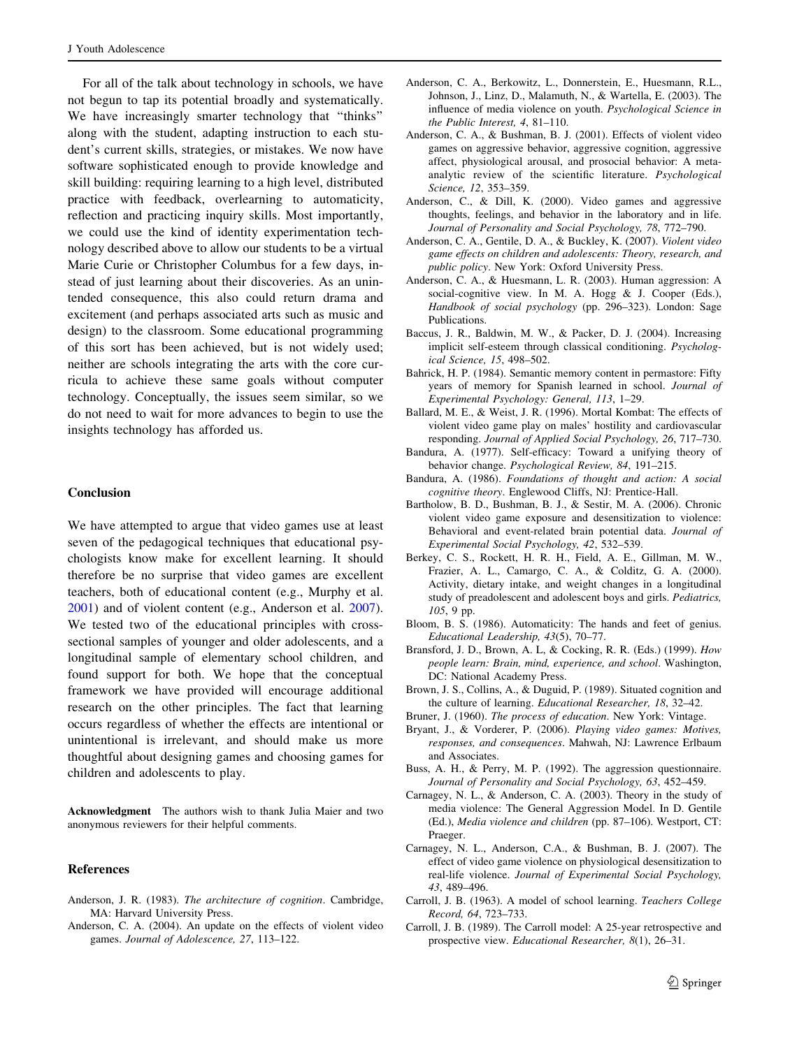For all of the talk about technology in schools, we have not begun to tap its potential broadly and systematically. We have increasingly smarter technology that "thinks" along with the student, adapting instruction to each student's current skills, strategies, or mistakes. We now have software sophisticated enough to provide knowledge and skill building: requiring learning to a high level, distributed practice with feedback, overlearning to automaticity, reflection and practicing inquiry skills. Most importantly, we could use the kind of identity experimentation technology described above to allow our students to be a virtual Marie Curie or Christopher Columbus for a few days, instead of just learning about their discoveries. As an unintended consequence, this also could return drama and excitement (and perhaps associated arts such as music and design) to the classroom. Some educational programming of this sort has been achieved, but is not widely used; neither are schools integrating the arts with the core curricula to achieve these same goals without computer technology. Conceptually, the issues seem similar, so we do not need to wait for more advances to begin to use the insights technology has afforded us.

## Conclusion

We have attempted to argue that video games use at least seven of the pedagogical techniques that educational psychologists know make for excellent learning. It should therefore be no surprise that video games are excellent teachers, both of educational content (e.g., Murphy et al. 2001) and of violent content (e.g., Anderson et al. 2007). We tested two of the educational principles with cross-sectional samples of younger and older adolescents, and a longitudinal sample of elementary school children, and found support for both. We hope that the conceptual framework we have provided will encourage additional research on the other principles. The fact that learning occurs regardless of whether the effects are intentional or unintentional is irrelevant, and should make us more thoughtful about designing games and choosing games for children and adolescents to play.

**Acknowledgment** The authors wish to thank Julia Maier and two anonymous reviewers for their helpful comments.

## References

Anderson, J. R. (1983). *The architecture of cognition*. Cambridge, MA: Harvard University Press.

Anderson, C. A. (2004). An update on the effects of violent video games. *Journal of Adolescence, 27*, 113–122.

Anderson, C. A., Berkowitz, L., Donnerstein, E., Huesmann, R.L., Johnson, J., Linz, D., Malamuth, N., & Wartella, E. (2003). The influence of media violence on youth. *Psychological Science in the Public Interest, 4*, 81–110.

Anderson, C. A., & Bushman, B. J. (2001). Effects of violent video games on aggressive behavior, aggressive cognition, aggressive affect, physiological arousal, and prosocial behavior: A meta-analytic review of the scientific literature. *Psychological Science, 12*, 353–359.

Anderson, C., & Dill, K. (2000). Video games and aggressive thoughts, feelings, and behavior in the laboratory and in life. *Journal of Personality and Social Psychology, 78*, 772–790.

Anderson, C. A., Gentile, D. A., & Buckley, K. (2007). *Violent video game effects on children and adolescents: Theory, research, and public policy*. New York: Oxford University Press.

Anderson, C. A., & Huesmann, L. R. (2003). Human aggression: A social-cognitive view. In M. A. Hogg & J. Cooper (Eds.), *Handbook of social psychology* (pp. 296–323). London: Sage Publications.

Baccus, J. R., Baldwin, M. W., & Packer, D. J. (2004). Increasing implicit self-esteem through classical conditioning. *Psychological Science, 15*, 498–502.

Bahrick, H. P. (1984). Semantic memory content in permastore: Fifty years of memory for Spanish learned in school. *Journal of Experimental Psychology: General, 113*, 1–29.

Ballard, M. E., & Weist, J. R. (1996). Mortal Kombat: The effects of violent video game play on males' hostility and cardiovascular responding. *Journal of Applied Social Psychology, 26*, 717–730.

Bandura, A. (1977). Self-efficacy: Toward a unifying theory of behavior change. *Psychological Review, 84*, 191–215.

Bandura, A. (1986). *Foundations of thought and action: A social cognitive theory*. Englewood Cliffs, NJ: Prentice-Hall.

Bartholow, B. D., Bushman, B. J., & Sestir, M. A. (2006). Chronic violent video game exposure and desensitization to violence: Behavioral and event-related brain potential data. *Journal of Experimental Social Psychology, 42*, 532–539.

Berkey, C. S., Rockett, H. R. H., Field, A. E., Gillman, M. W., Frazier, A. L., Camargo, C. A., & Colditz, G. A. (2000). Activity, dietary intake, and weight changes in a longitudinal study of preadolescent and adolescent boys and girls. *Pediatrics, 105*, 9 pp.

Bloom, B. S. (1986). Automaticity: The hands and feet of genius. *Educational Leadership, 43*(5), 70–77.

Bransford, J. D., Brown, A. L, & Cocking, R. R. (Eds.) (1999). *How people learn: Brain, mind, experience, and school*. Washington, DC: National Academy Press.

Brown, J. S., Collins, A., & Duguid, P. (1989). Situated cognition and the culture of learning. *Educational Researcher, 18*, 32–42.

Bruner, J. (1960). *The process of education*. New York: Vintage.

Bryant, J., & Vorderer, P. (2006). *Playing video games: Motives, responses, and consequences*. Mahwah, NJ: Lawrence Erlbaum and Associates.

Buss, A. H., & Perry, M. P. (1992). The aggression questionnaire. *Journal of Personality and Social Psychology, 63*, 452–459.

Carnagey, N. L., & Anderson, C. A. (2003). Theory in the study of media violence: The General Aggression Model. In D. Gentile (Ed.), *Media violence and children* (pp. 87–106). Westport, CT: Praeger.

Carnagey, N. L., Anderson, C.A., & Bushman, B. J. (2007). The effect of video game violence on physiological desensitization to real-life violence. *Journal of Experimental Social Psychology, 43*, 489–496.

Carroll, J. B. (1963). A model of school learning. *Teachers College Record, 64*, 723–733.

Carroll, J. B. (1989). The Carroll model: A 25-year retrospective and prospective view. *Educational Researcher, 8*(1), 26–31.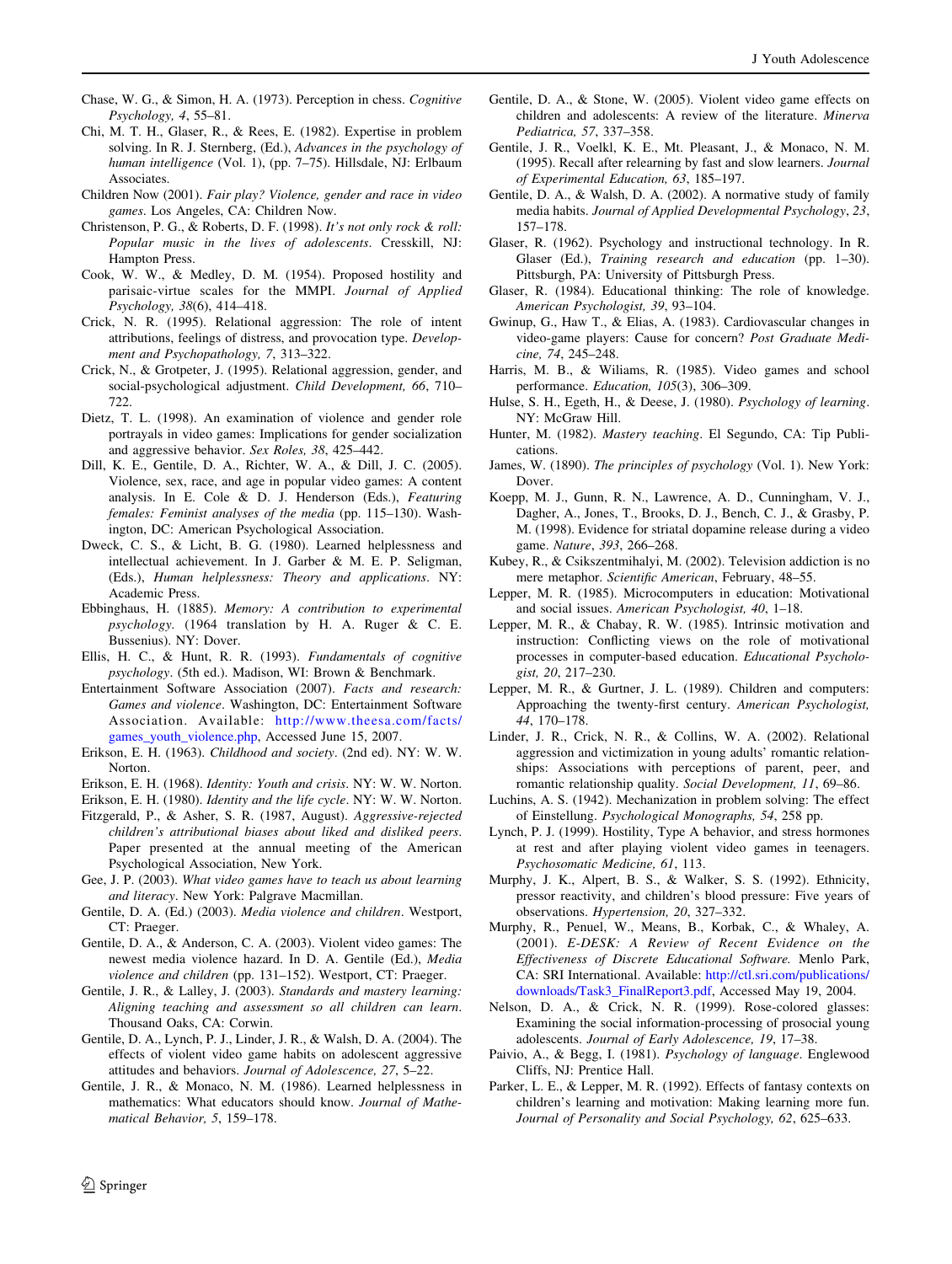Chase, W. G., & Simon, H. A. (1973). Perception in chess. *Cognitive Psychology, 4*, 55–81.

Chi, M. T. H., Glaser, R., & Rees, E. (1982). Expertise in problem solving. In R. J. Sternberg, (Ed.), *Advances in the psychology of human intelligence* (Vol. 1), (pp. 7–75). Hillsdale, NJ: Erlbaum Associates.

Children Now (2001). *Fair play? Violence, gender and race in video games*. Los Angeles, CA: Children Now.

Christenson, P. G., & Roberts, D. F. (1998). *It's not only rock & roll: Popular music in the lives of adolescents*. Cresskill, NJ: Hampton Press.

Cook, W. W., & Medley, D. M. (1954). Proposed hostility and parisaic-virtue scales for the MMPI. *Journal of Applied Psychology, 38*(6), 414–418.

Crick, N. R. (1995). Relational aggression: The role of intent attributions, feelings of distress, and provocation type. *Development and Psychopathology, 7*, 313–322.

Crick, N., & Grotpeter, J. (1995). Relational aggression, gender, and social-psychological adjustment. *Child Development, 66*, 710–722.

Dietz, T. L. (1998). An examination of violence and gender role portrayals in video games: Implications for gender socialization and aggressive behavior. *Sex Roles, 38*, 425–442.

Dill, K. E., Gentile, D. A., Richter, W. A., & Dill, J. C. (2005). Violence, sex, race, and age in popular video games: A content analysis. In E. Cole & D. J. Henderson (Eds.), *Featuring females: Feminist analyses of the media* (pp. 115–130). Washington, DC: American Psychological Association.

Dweck, C. S., & Licht, B. G. (1980). Learned helplessness and intellectual achievement. In J. Garber & M. E. P. Seligman, (Eds.), *Human helplessness: Theory and applications*. NY: Academic Press.

Ebbinghaus, H. (1885). *Memory: A contribution to experimental psychology*. (1964 translation by H. A. Ruger & C. E. Bussenius). NY: Dover.

Ellis, H. C., & Hunt, R. R. (1993). *Fundamentals of cognitive psychology*. (5th ed.). Madison, WI: Brown & Benchmark.

Entertainment Software Association (2007). *Facts and research: Games and violence*. Washington, DC: Entertainment Software Association. Available: http://www.theesa.com/facts/games_youth_violence.php, Accessed June 15, 2007.

Erikson, E. H. (1963). *Childhood and society*. (2nd ed). NY: W. W. Norton.

Erikson, E. H. (1968). *Identity: Youth and crisis*. NY: W. W. Norton.

Erikson, E. H. (1980). *Identity and the life cycle*. NY: W. W. Norton.

Fitzgerald, P., & Asher, S. R. (1987, August). *Aggressive-rejected children's attributional biases about liked and disliked peers*. Paper presented at the annual meeting of the American Psychological Association, New York.

Gee, J. P. (2003). *What video games have to teach us about learning and literacy*. New York: Palgrave Macmillan.

Gentile, D. A. (Ed.) (2003). *Media violence and children*. Westport, CT: Praeger.

Gentile, D. A., & Anderson, C. A. (2003). Violent video games: The newest media violence hazard. In D. A. Gentile (Ed.), *Media violence and children* (pp. 131–152). Westport, CT: Praeger.

Gentile, J. R., & Lalley, J. (2003). *Standards and mastery learning: Aligning teaching and assessment so all children can learn*. Thousand Oaks, CA: Corwin.

Gentile, D. A., Lynch, P. J., Linder, J. R., & Walsh, D. A. (2004). The effects of violent video game habits on adolescent aggressive attitudes and behaviors. *Journal of Adolescence, 27*, 5–22.

Gentile, J. R., & Monaco, N. M. (1986). Learned helplessness in mathematics: What educators should know. *Journal of Mathematical Behavior, 5*, 159–178.

Gentile, D. A., & Stone, W. (2005). Violent video game effects on children and adolescents: A review of the literature. *Minerva Pediatrica, 57*, 337–358.

Gentile, J. R., Voelkl, K. E., Mt. Pleasant, J., & Monaco, N. M. (1995). Recall after relearning by fast and slow learners. *Journal of Experimental Education, 63*, 185–197.

Gentile, D. A., & Walsh, D. A. (2002). A normative study of family media habits. *Journal of Applied Developmental Psychology, 23*, 157–178.

Glaser, R. (1962). Psychology and instructional technology. In R. Glaser (Ed.), *Training research and education* (pp. 1–30). Pittsburgh, PA: University of Pittsburgh Press.

Glaser, R. (1984). Educational thinking: The role of knowledge. *American Psychologist, 39*, 93–104.

Gwinup, G., Haw T., & Elias, A. (1983). Cardiovascular changes in video-game players: Cause for concern? *Post Graduate Medicine, 74*, 245–248.

Harris, M. B., & Wiliams, R. (1985). Video games and school performance. *Education, 105*(3), 306–309.

Hulse, S. H., Egeth, H., & Deese, J. (1980). *Psychology of learning*. NY: McGraw Hill.

Hunter, M. (1982). *Mastery teaching*. El Segundo, CA: Tip Publications.

James, W. (1890). *The principles of psychology* (Vol. 1). New York: Dover.

Koepp, M. J., Gunn, R. N., Lawrence, A. D., Cunningham, V. J., Dagher, A., Jones, T., Brooks, D. J., Bench, C. J., & Grasby, P. M. (1998). Evidence for striatal dopamine release during a video game. *Nature, 393*, 266–268.

Kubey, R., & Csikszentmihalyi, M. (2002). Television addiction is no mere metaphor. *Scientific American*, February, 48–55.

Lepper, M. R. (1985). Microcomputers in education: Motivational and social issues. *American Psychologist, 40*, 1–18.

Lepper, M. R., & Chabay, R. W. (1985). Intrinsic motivation and instruction: Conflicting views on the role of motivational processes in computer-based education. *Educational Psychologist, 20*, 217–230.

Lepper, M. R., & Gurtner, J. L. (1989). Children and computers: Approaching the twenty-first century. *American Psychologist, 44*, 170–178.

Linder, J. R., Crick, N. R., & Collins, W. A. (2002). Relational aggression and victimization in young adults' romantic relationships: Associations with perceptions of parent, peer, and romantic relationship quality. *Social Development, 11*, 69–86.

Luchins, A. S. (1942). Mechanization in problem solving: The effect of Einstellung. *Psychological Monographs, 54*, 258 pp.

Lynch, P. J. (1999). Hostility, Type A behavior, and stress hormones at rest and after playing violent video games in teenagers. *Psychosomatic Medicine, 61*, 113.

Murphy, J. K., Alpert, B. S., & Walker, S. S. (1992). Ethnicity, pressor reactivity, and children's blood pressure: Five years of observations. *Hypertension, 20*, 327–332.

Murphy, R., Penuel, W., Means, B., Korbak, C., & Whaley, A. (2001). *E-DESK: A Review of Recent Evidence on the Effectiveness of Discrete Educational Software*. Menlo Park, CA: SRI International. Available: http://ctl.sri.com/publications/downloads/Task3_FinalReport3.pdf, Accessed May 19, 2004.

Nelson, D. A., & Crick, N. R. (1999). Rose-colored glasses: Examining the social information-processing of prosocial young adolescents. *Journal of Early Adolescence, 19*, 17–38.

Paivio, A., & Begg, I. (1981). *Psychology of language*. Englewood Cliffs, NJ: Prentice Hall.

Parker, L. E., & Lepper, M. R. (1992). Effects of fantasy contexts on children's learning and motivation: Making learning more fun. *Journal of Personality and Social Psychology, 62*, 625–633.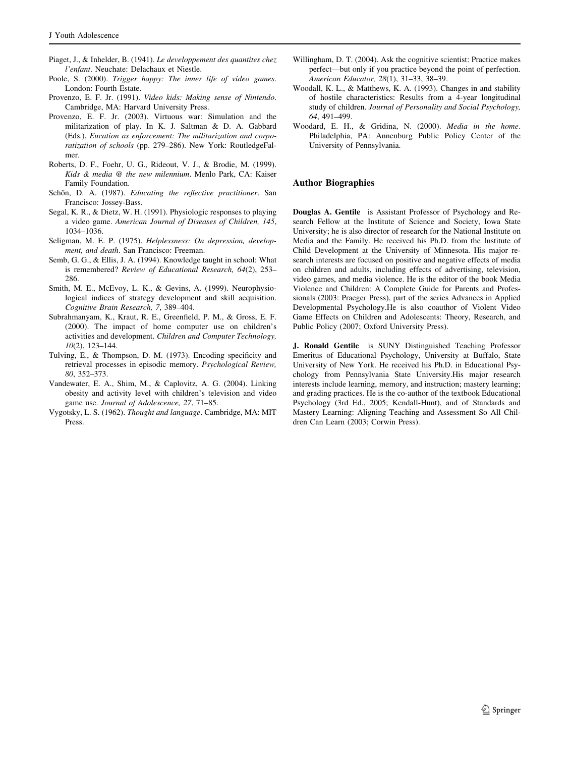Piaget, J., & Inhelder, B. (1941). *Le developpement des quantites chez l'enfant*. Neuchate: Delachaux et Niestle.

Poole, S. (2000). *Trigger happy: The inner life of video games*. London: Fourth Estate.

Provenzo, E. F. Jr. (1991). *Video kids: Making sense of Nintendo*. Cambridge, MA: Harvard University Press.

Provenzo, E. F. Jr. (2003). Virtuous war: Simulation and the militarization of play. In K. J. Saltman & D. A. Gabbard (Eds.), *Eucation as enforcement: The militarization and corporatization of schools* (pp. 279–286). New York: RoutledgeFalmer.

Roberts, D. F., Foehr, U. G., Rideout, V. J., & Brodie, M. (1999). *Kids & media @ the new milennium*. Menlo Park, CA: Kaiser Family Foundation.

Schön, D. A. (1987). *Educating the reflective practitioner*. San Francisco: Jossey-Bass.

Segal, K. R., & Dietz, W. H. (1991). Physiologic responses to playing a video game. *American Journal of Diseases of Children, 145*, 1034–1036.

Seligman, M. E. P. (1975). *Helplessness: On depression, development, and death*. San Francisco: Freeman.

Semb, G. G., & Ellis, J. A. (1994). Knowledge taught in school: What is remembered? *Review of Educational Research, 64*(2), 253–286.

Smith, M. E., McEvoy, L. K., & Gevins, A. (1999). Neurophysiological indices of strategy development and skill acquisition. *Cognitive Brain Research, 7*, 389–404.

Subrahmanyam, K., Kraut, R. E., Greenfield, P. M., & Gross, E. F. (2000). The impact of home computer use on children's activities and development. *Children and Computer Technology, 10*(2), 123–144.

Tulving, E., & Thompson, D. M. (1973). Encoding specificity and retrieval processes in episodic memory. *Psychological Review, 80*, 352–373.

Vandewater, E. A., Shim, M., & Caplovitz, A. G. (2004). Linking obesity and activity level with children's television and video game use. *Journal of Adolescence, 27*, 71–85.

Vygotsky, L. S. (1962). *Thought and language*. Cambridge, MA: MIT Press.

Willingham, D. T. (2004). Ask the cognitive scientist: Practice makes perfect—but only if you practice beyond the point of perfection. *American Educator, 28*(1), 31–33, 38–39.

Woodall, K. L., & Matthews, K. A. (1993). Changes in and stability of hostile characteristics: Results from a 4-year longitudinal study of children. *Journal of Personality and Social Psychology, 64*, 491–499.

Woodard, E. H., & Gridina, N. (2000). *Media in the home*. Philadelphia, PA: Annenburg Public Policy Center of the University of Pennsylvania.

## Author Biographies

**Douglas A. Gentile** is Assistant Professor of Psychology and Research Fellow at the Institute of Science and Society, Iowa State University; he is also director of research for the National Institute on Media and the Family. He received his Ph.D. from the Institute of Child Development at the University of Minnesota. His major research interests are focused on positive and negative effects of media on children and adults, including effects of advertising, television, video games, and media violence. He is the editor of the book Media Violence and Children: A Complete Guide for Parents and Professionals (2003: Praeger Press), part of the series Advances in Applied Developmental Psychology.He is also coauthor of Violent Video Game Effects on Children and Adolescents: Theory, Research, and Public Policy (2007; Oxford University Press).

**J. Ronald Gentile** is SUNY Distinguished Teaching Professor Emeritus of Educational Psychology, University at Buffalo, State University of New York. He received his Ph.D. in Educational Psychology from Pennsylvania State University.His major research interests include learning, memory, and instruction; mastery learning; and grading practices. He is the co-author of the textbook Educational Psychology (3rd Ed., 2005; Kendall-Hunt), and of Standards and Mastery Learning: Aligning Teaching and Assessment So All Children Can Learn (2003; Corwin Press).